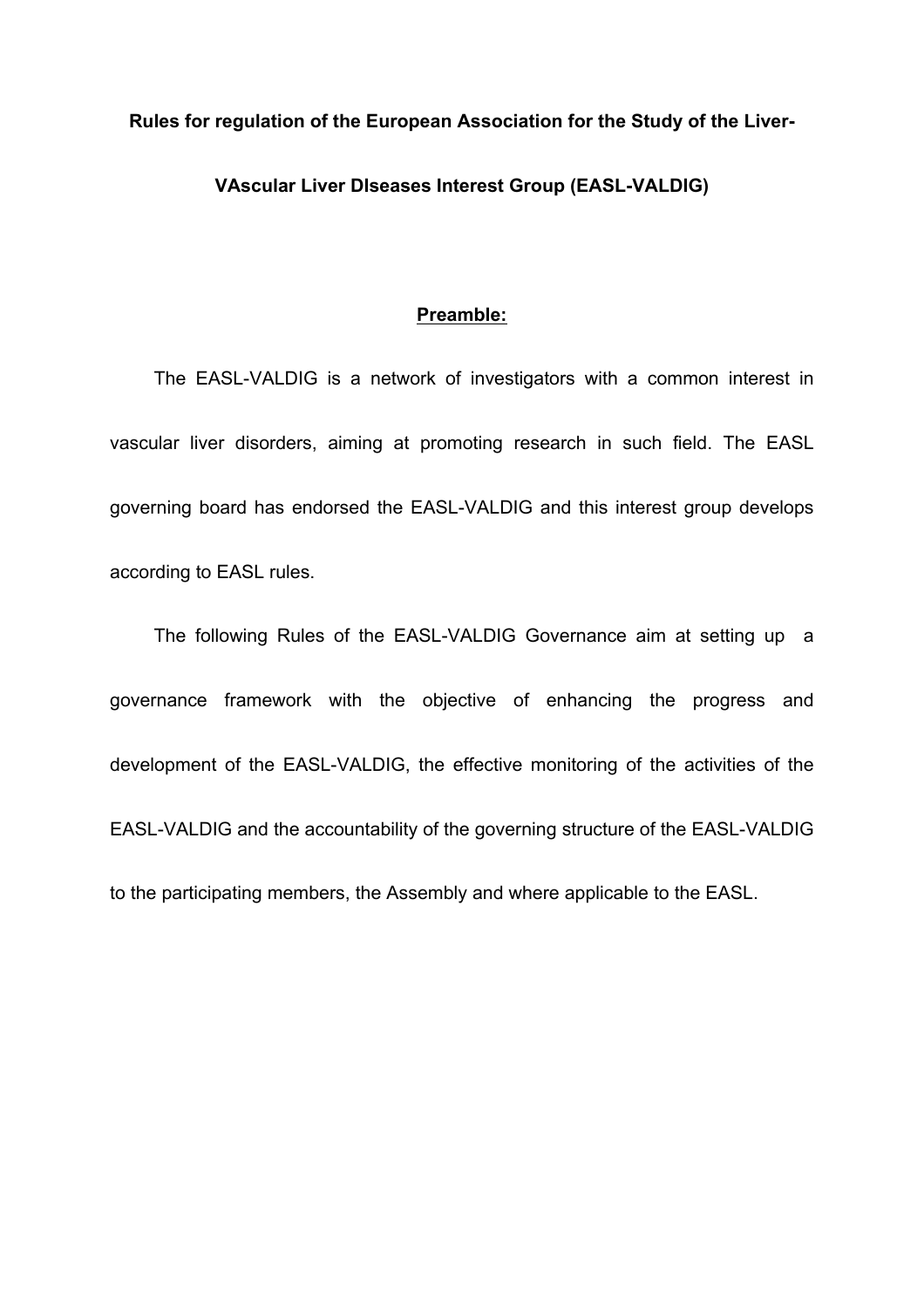# Rules for regulation of the European Association for the Study of the Liver-VAscular Liver DIseases Interest Group (EASL-VALDIG)

## Preamble:

The EASL-VALDIG is a network of investigators with a common interest in vascular liver disorders, aiming at promoting research in such field. The EASL governing board has endorsed the EASL-VALDIG and this interest group develops according to EASL rules.

The following Rules of the EASL-VALDIG Governance aim at setting up a governance framework with the objective of enhancing the progress and development of the EASL-VALDIG, the effective monitoring of the activities of the EASL-VALDIG and the accountability of the governing structure of the EASL-VALDIG to the participating members, the Assembly and where applicable to the EASL.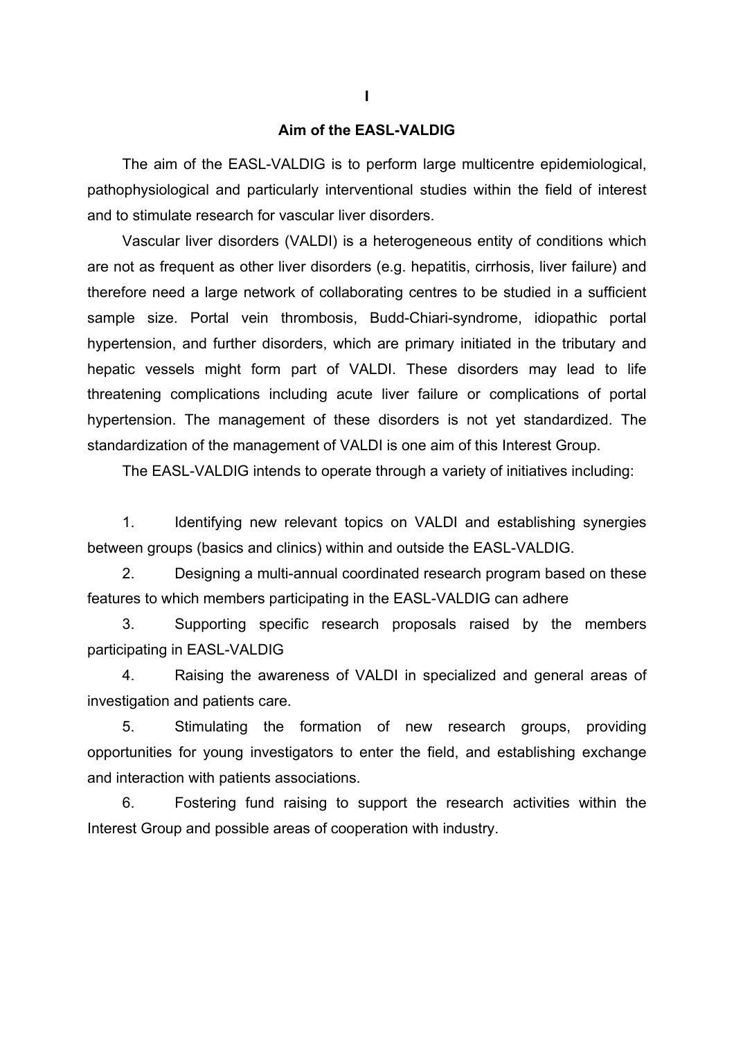# I

## Aim of the EASL-VALDIG

The aim of the EASL-VALDIG is to perform large multicentre epidemiological, pathophysiological and particularly interventional studies within the field of interest and to stimulate research for vascular liver disorders.

Vascular liver disorders (VALDI) is a heterogeneous entity of conditions which are not as frequent as other liver disorders (e.g. hepatitis, cirrhosis, liver failure) and therefore need a large network of collaborating centres to be studied in a sufficient sample size. Portal vein thrombosis, Budd-Chiari-syndrome, idiopathic portal hypertension, and further disorders, which are primary initiated in the tributary and hepatic vessels might form part of VALDI. These disorders may lead to life threatening complications including acute liver failure or complications of portal hypertension. The management of these disorders is not yet standardized. The standardization of the management of VALDI is one aim of this Interest Group.

The EASL-VALDIG intends to operate through a variety of initiatives including:

1. Identifying new relevant topics on VALDI and establishing synergies between groups (basics and clinics) within and outside the EASL-VALDIG.
2. Designing a multi-annual coordinated research program based on these features to which members participating in the EASL-VALDIG can adhere
3. Supporting specific research proposals raised by the members participating in EASL-VALDIG
4. Raising the awareness of VALDI in specialized and general areas of investigation and patients care.
5. Stimulating the formation of new research groups, providing opportunities for young investigators to enter the field, and establishing exchange and interaction with patients associations.
6. Fostering fund raising to support the research activities within the Interest Group and possible areas of cooperation with industry.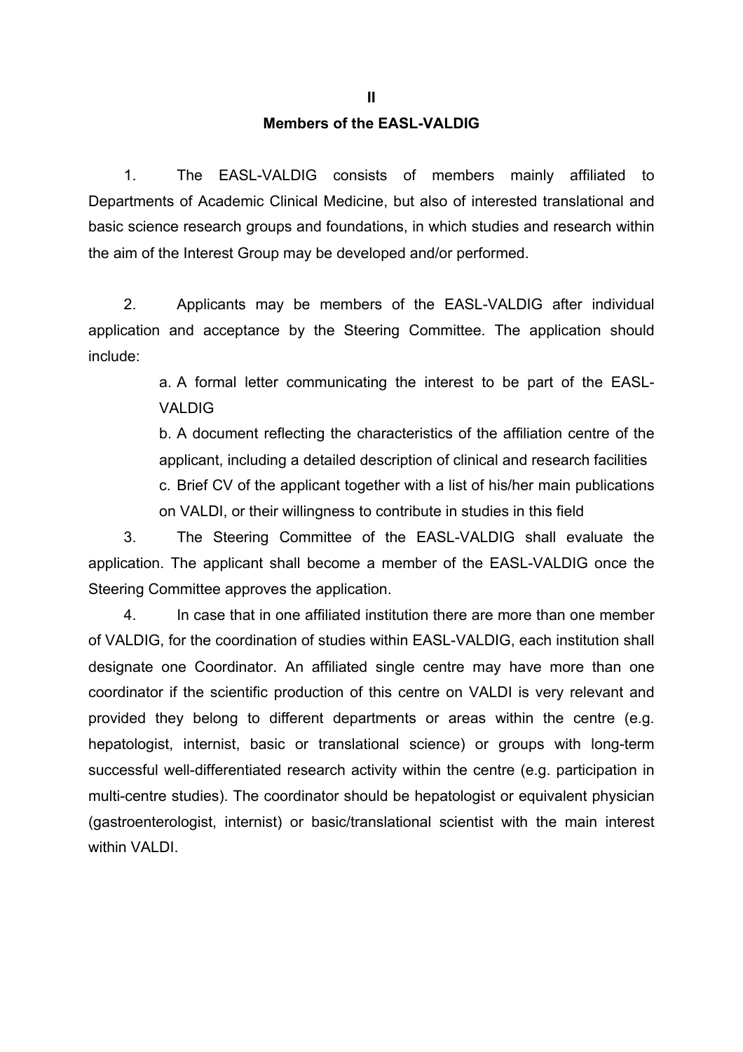## II

## Members of the EASL-VALDIG

1. The EASL-VALDIG consists of members mainly affiliated to Departments of Academic Clinical Medicine, but also of interested translational and basic science research groups and foundations, in which studies and research within the aim of the Interest Group may be developed and/or performed.

2. Applicants may be members of the EASL-VALDIG after individual application and acceptance by the Steering Committee. The application should include:

   a. A formal letter communicating the interest to be part of the EASL-VALDIG

   b. A document reflecting the characteristics of the affiliation centre of the applicant, including a detailed description of clinical and research facilities

   c. Brief CV of the applicant together with a list of his/her main publications on VALDI, or their willingness to contribute in studies in this field

3. The Steering Committee of the EASL-VALDIG shall evaluate the application. The applicant shall become a member of the EASL-VALDIG once the Steering Committee approves the application.

4. In case that in one affiliated institution there are more than one member of VALDIG, for the coordination of studies within EASL-VALDIG, each institution shall designate one Coordinator. An affiliated single centre may have more than one coordinator if the scientific production of this centre on VALDI is very relevant and provided they belong to different departments or areas within the centre (e.g. hepatologist, internist, basic or translational science) or groups with long-term successful well-differentiated research activity within the centre (e.g. participation in multi-centre studies). The coordinator should be hepatologist or equivalent physician (gastroenterologist, internist) or basic/translational scientist with the main interest within VALDI.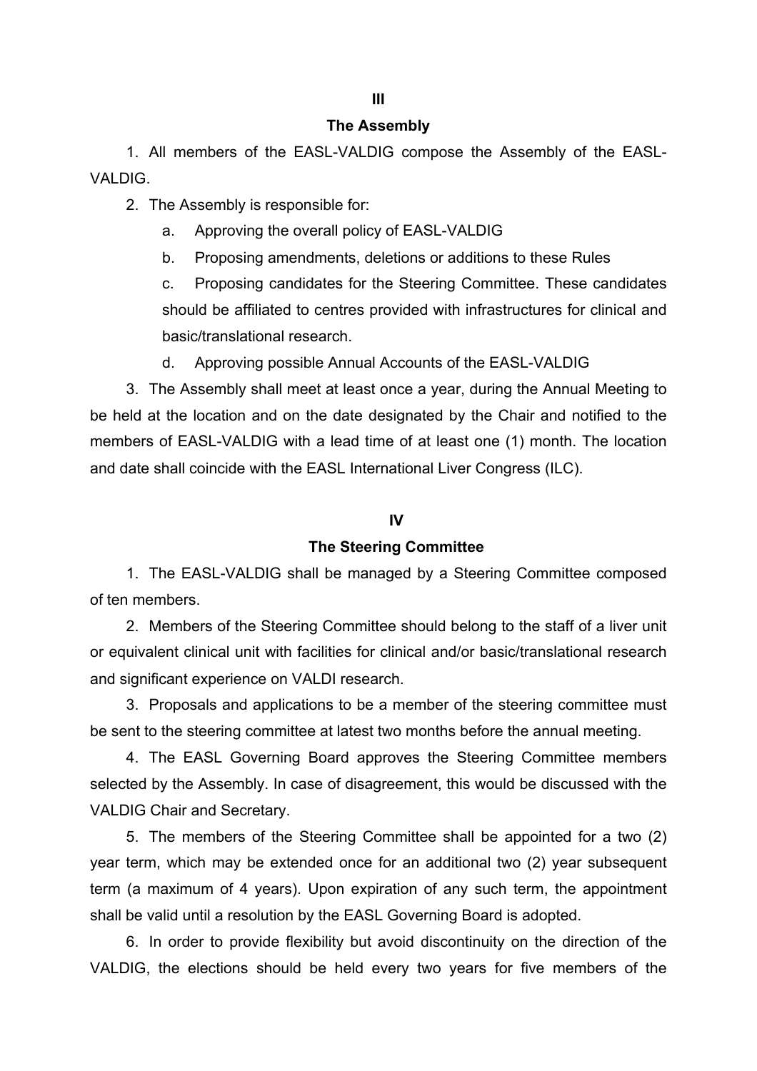## III

## The Assembly

1. All members of the EASL-VALDIG compose the Assembly of the EASL-VALDIG.
2. The Assembly is responsible for:
   a. Approving the overall policy of EASL-VALDIG
   b. Proposing amendments, deletions or additions to these Rules
   c. Proposing candidates for the Steering Committee. These candidates should be affiliated to centres provided with infrastructures for clinical and basic/translational research.
   d. Approving possible Annual Accounts of the EASL-VALDIG
3. The Assembly shall meet at least once a year, during the Annual Meeting to be held at the location and on the date designated by the Chair and notified to the members of EASL-VALDIG with a lead time of at least one (1) month. The location and date shall coincide with the EASL International Liver Congress (ILC).

## IV

## The Steering Committee

1. The EASL-VALDIG shall be managed by a Steering Committee composed of ten members.
2. Members of the Steering Committee should belong to the staff of a liver unit or equivalent clinical unit with facilities for clinical and/or basic/translational research and significant experience on VALDI research.
3. Proposals and applications to be a member of the steering committee must be sent to the steering committee at latest two months before the annual meeting.
4. The EASL Governing Board approves the Steering Committee members selected by the Assembly. In case of disagreement, this would be discussed with the VALDIG Chair and Secretary.
5. The members of the Steering Committee shall be appointed for a two (2) year term, which may be extended once for an additional two (2) year subsequent term (a maximum of 4 years). Upon expiration of any such term, the appointment shall be valid until a resolution by the EASL Governing Board is adopted.
6. In order to provide flexibility but avoid discontinuity on the direction of the VALDIG, the elections should be held every two years for five members of the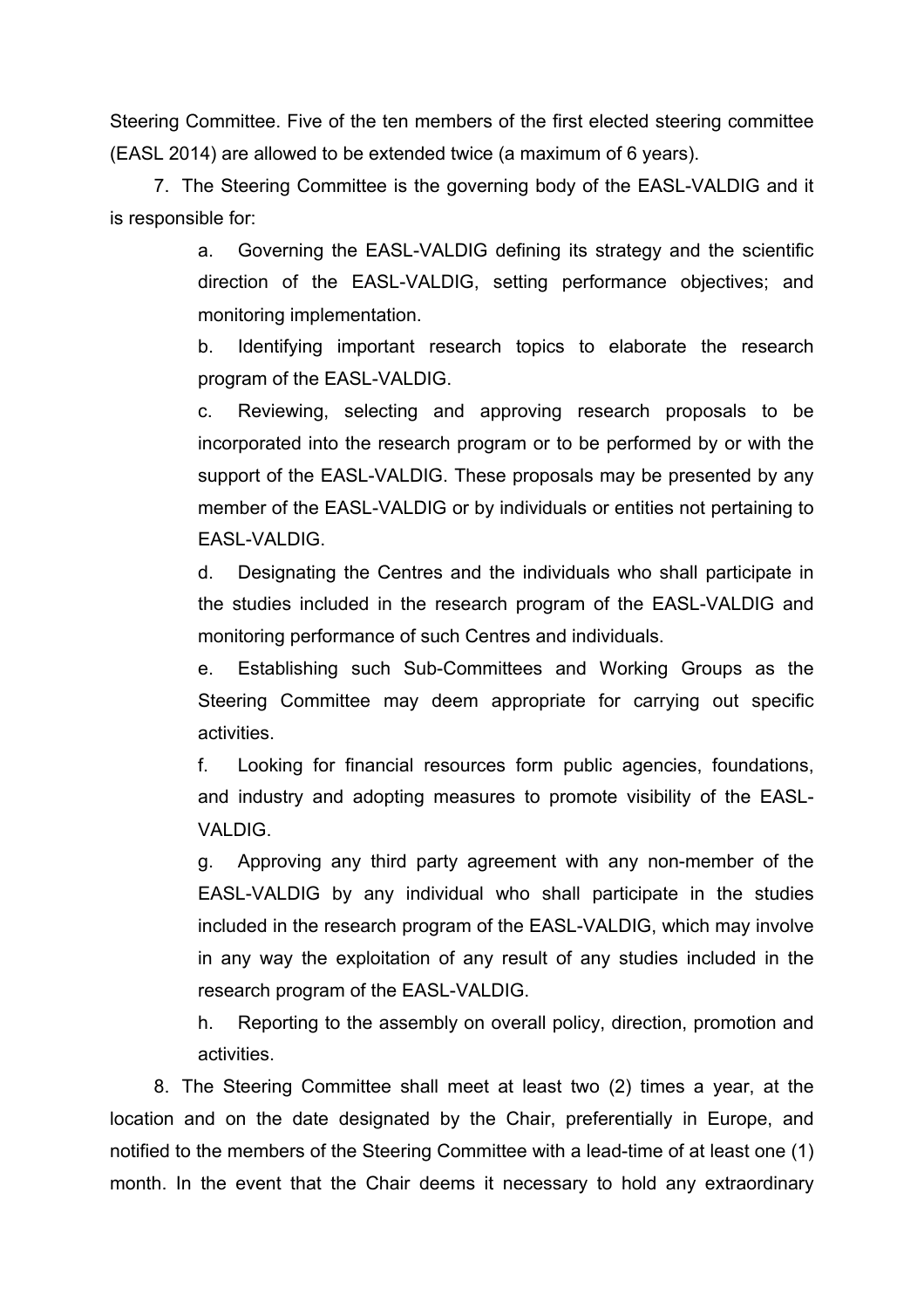Steering Committee. Five of the ten members of the first elected steering committee (EASL 2014) are allowed to be extended twice (a maximum of 6 years).

7. The Steering Committee is the governing body of the EASL-VALDIG and it is responsible for:

   a. Governing the EASL-VALDIG defining its strategy and the scientific direction of the EASL-VALDIG, setting performance objectives; and monitoring implementation.

   b. Identifying important research topics to elaborate the research program of the EASL-VALDIG.

   c. Reviewing, selecting and approving research proposals to be incorporated into the research program or to be performed by or with the support of the EASL-VALDIG. These proposals may be presented by any member of the EASL-VALDIG or by individuals or entities not pertaining to EASL-VALDIG.

   d. Designating the Centres and the individuals who shall participate in the studies included in the research program of the EASL-VALDIG and monitoring performance of such Centres and individuals.

   e. Establishing such Sub-Committees and Working Groups as the Steering Committee may deem appropriate for carrying out specific activities.

   f. Looking for financial resources form public agencies, foundations, and industry and adopting measures to promote visibility of the EASL-VALDIG.

   g. Approving any third party agreement with any non-member of the EASL-VALDIG by any individual who shall participate in the studies included in the research program of the EASL-VALDIG, which may involve in any way the exploitation of any result of any studies included in the research program of the EASL-VALDIG.

   h. Reporting to the assembly on overall policy, direction, promotion and activities.

8. The Steering Committee shall meet at least two (2) times a year, at the location and on the date designated by the Chair, preferentially in Europe, and notified to the members of the Steering Committee with a lead-time of at least one (1) month. In the event that the Chair deems it necessary to hold any extraordinary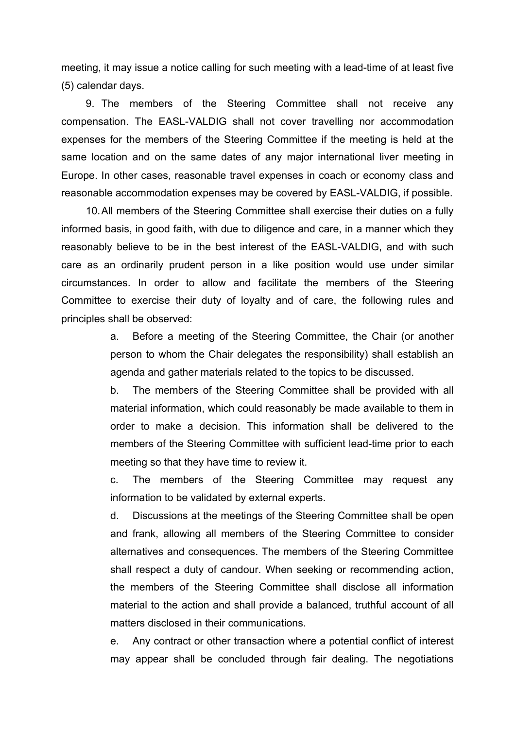meeting, it may issue a notice calling for such meeting with a lead-time of at least five (5) calendar days.

9. The members of the Steering Committee shall not receive any compensation. The EASL-VALDIG shall not cover travelling nor accommodation expenses for the members of the Steering Committee if the meeting is held at the same location and on the same dates of any major international liver meeting in Europe. In other cases, reasonable travel expenses in coach or economy class and reasonable accommodation expenses may be covered by EASL-VALDIG, if possible.

10. All members of the Steering Committee shall exercise their duties on a fully informed basis, in good faith, with due to diligence and care, in a manner which they reasonably believe to be in the best interest of the EASL-VALDIG, and with such care as an ordinarily prudent person in a like position would use under similar circumstances. In order to allow and facilitate the members of the Steering Committee to exercise their duty of loyalty and of care, the following rules and principles shall be observed:

a. Before a meeting of the Steering Committee, the Chair (or another person to whom the Chair delegates the responsibility) shall establish an agenda and gather materials related to the topics to be discussed.

b. The members of the Steering Committee shall be provided with all material information, which could reasonably be made available to them in order to make a decision. This information shall be delivered to the members of the Steering Committee with sufficient lead-time prior to each meeting so that they have time to review it.

c. The members of the Steering Committee may request any information to be validated by external experts.

d. Discussions at the meetings of the Steering Committee shall be open and frank, allowing all members of the Steering Committee to consider alternatives and consequences. The members of the Steering Committee shall respect a duty of candour. When seeking or recommending action, the members of the Steering Committee shall disclose all information material to the action and shall provide a balanced, truthful account of all matters disclosed in their communications.

e. Any contract or other transaction where a potential conflict of interest may appear shall be concluded through fair dealing. The negotiations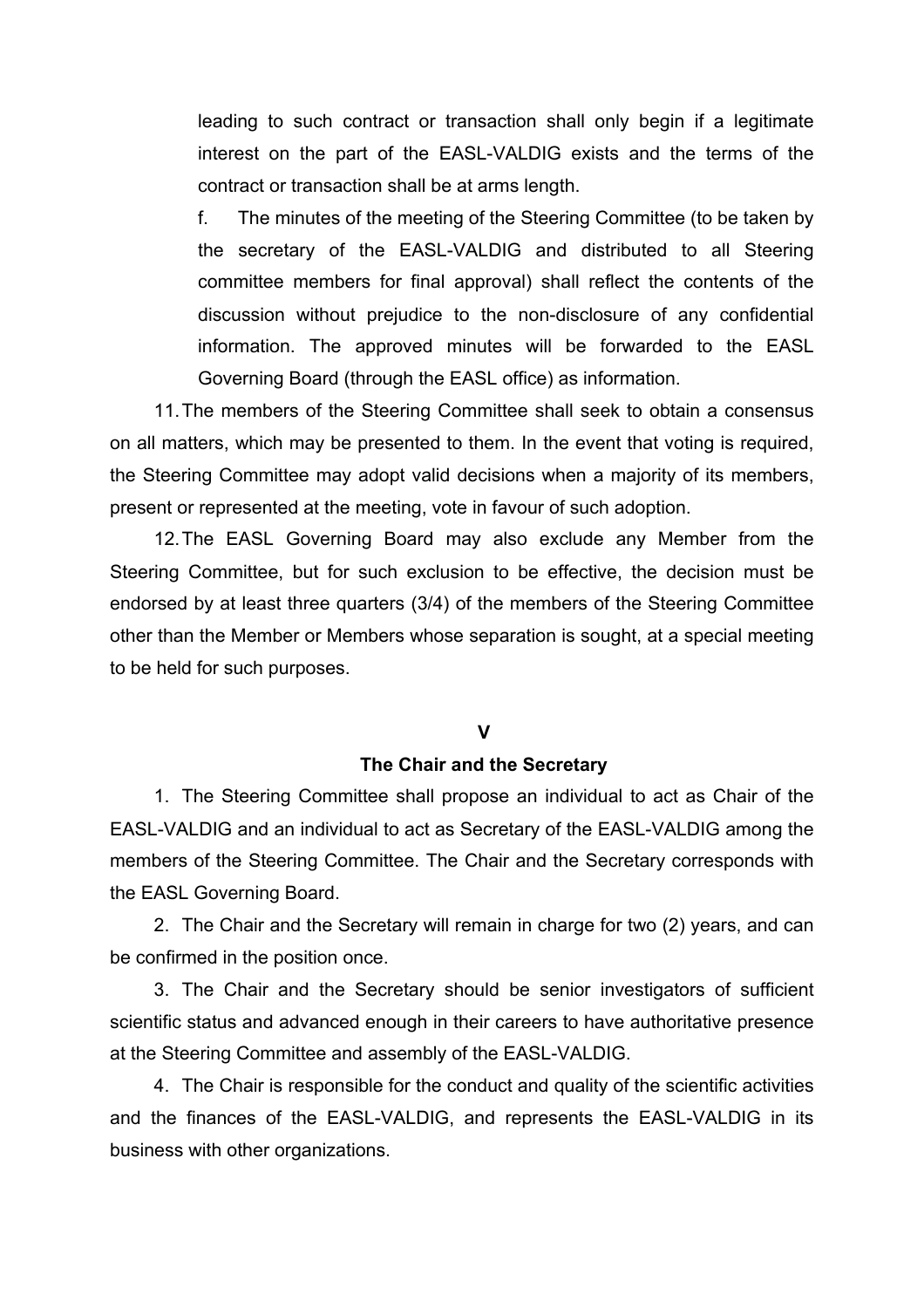leading to such contract or transaction shall only begin if a legitimate interest on the part of the EASL-VALDIG exists and the terms of the contract or transaction shall be at arms length.

f. The minutes of the meeting of the Steering Committee (to be taken by the secretary of the EASL-VALDIG and distributed to all Steering committee members for final approval) shall reflect the contents of the discussion without prejudice to the non-disclosure of any confidential information. The approved minutes will be forwarded to the EASL Governing Board (through the EASL office) as information.

11. The members of the Steering Committee shall seek to obtain a consensus on all matters, which may be presented to them. In the event that voting is required, the Steering Committee may adopt valid decisions when a majority of its members, present or represented at the meeting, vote in favour of such adoption.

12. The EASL Governing Board may also exclude any Member from the Steering Committee, but for such exclusion to be effective, the decision must be endorsed by at least three quarters (3/4) of the members of the Steering Committee other than the Member or Members whose separation is sought, at a special meeting to be held for such purposes.

## V

## The Chair and the Secretary

1. The Steering Committee shall propose an individual to act as Chair of the EASL-VALDIG and an individual to act as Secretary of the EASL-VALDIG among the members of the Steering Committee. The Chair and the Secretary corresponds with the EASL Governing Board.

2. The Chair and the Secretary will remain in charge for two (2) years, and can be confirmed in the position once.

3. The Chair and the Secretary should be senior investigators of sufficient scientific status and advanced enough in their careers to have authoritative presence at the Steering Committee and assembly of the EASL-VALDIG.

4. The Chair is responsible for the conduct and quality of the scientific activities and the finances of the EASL-VALDIG, and represents the EASL-VALDIG in its business with other organizations.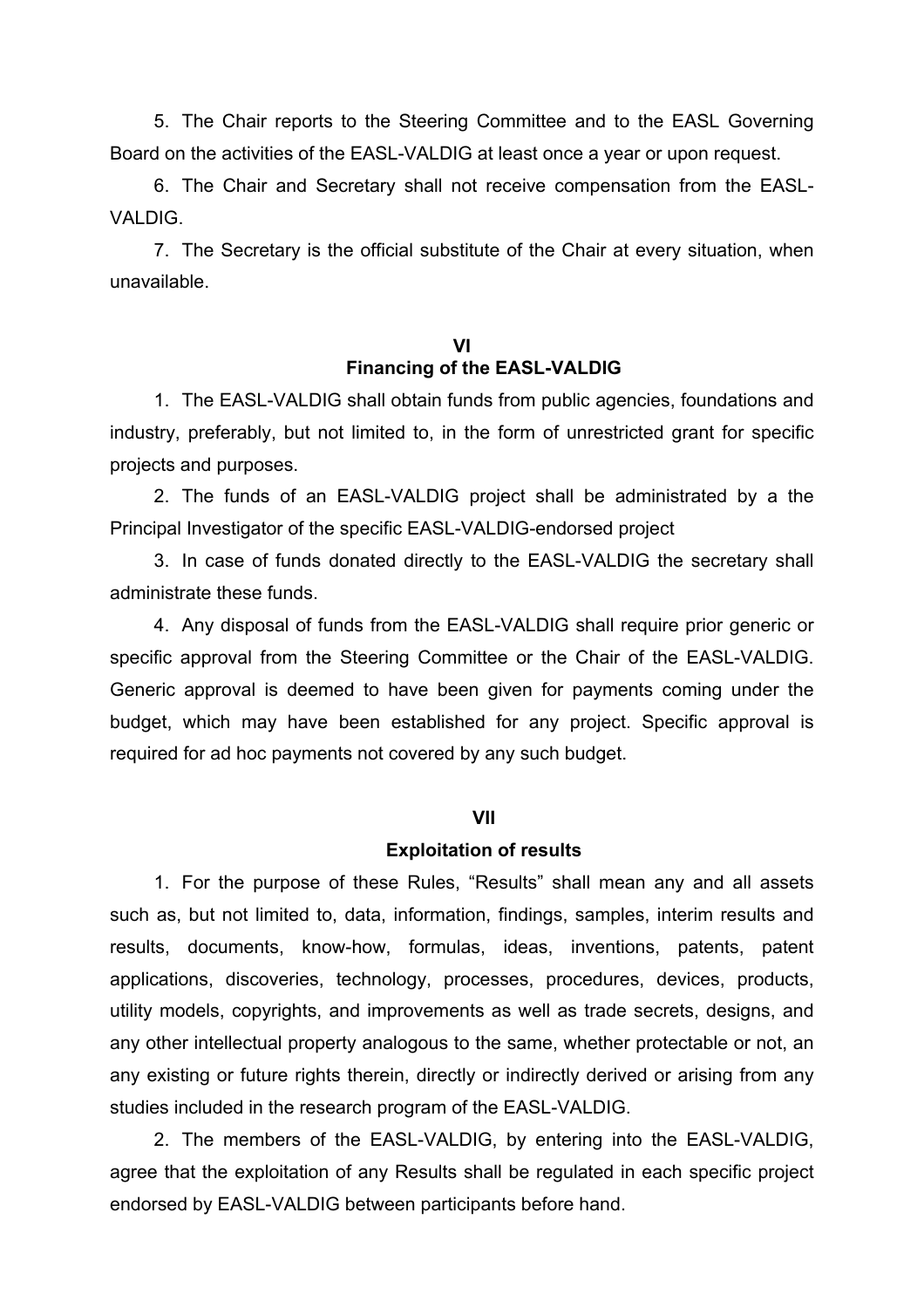5. The Chair reports to the Steering Committee and to the EASL Governing Board on the activities of the EASL-VALDIG at least once a year or upon request.

6. The Chair and Secretary shall not receive compensation from the EASL-VALDIG.

7. The Secretary is the official substitute of the Chair at every situation, when unavailable.

## VI
## Financing of the EASL-VALDIG

1. The EASL-VALDIG shall obtain funds from public agencies, foundations and industry, preferably, but not limited to, in the form of unrestricted grant for specific projects and purposes.

2. The funds of an EASL-VALDIG project shall be administrated by a the Principal Investigator of the specific EASL-VALDIG-endorsed project

3. In case of funds donated directly to the EASL-VALDIG the secretary shall administrate these funds.

4. Any disposal of funds from the EASL-VALDIG shall require prior generic or specific approval from the Steering Committee or the Chair of the EASL-VALDIG. Generic approval is deemed to have been given for payments coming under the budget, which may have been established for any project. Specific approval is required for ad hoc payments not covered by any such budget.

## VII
## Exploitation of results

1. For the purpose of these Rules, "Results" shall mean any and all assets such as, but not limited to, data, information, findings, samples, interim results and results, documents, know-how, formulas, ideas, inventions, patents, patent applications, discoveries, technology, processes, procedures, devices, products, utility models, copyrights, and improvements as well as trade secrets, designs, and any other intellectual property analogous to the same, whether protectable or not, an any existing or future rights therein, directly or indirectly derived or arising from any studies included in the research program of the EASL-VALDIG.

2. The members of the EASL-VALDIG, by entering into the EASL-VALDIG, agree that the exploitation of any Results shall be regulated in each specific project endorsed by EASL-VALDIG between participants before hand.